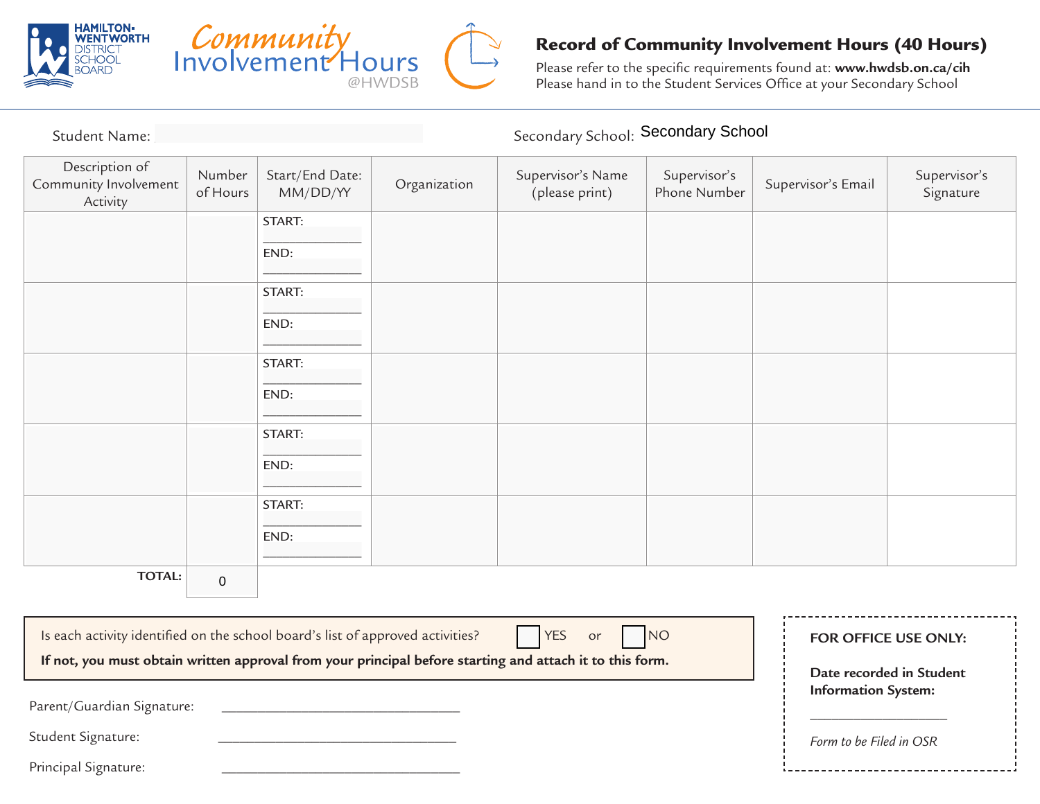HAMILTON-WENTWORTH DISTRICT SCHOOL BOARD

Community Involvement Hours @HWDSB

# Record of Community Involvement Hours (40 Hours)

Please refer to the specific requirements found at: **www.hwdsb.on.ca/cih**
Please hand in to the Student Services Office at your Secondary School

Student Name: 

Secondary School: Secondary School

| Description of Community Involvement Activity | Number of Hours | Start/End Date: MM/DD/YY | Organization | Supervisor's Name (please print) | Supervisor's Phone Number | Supervisor's Email | Supervisor's Signature |
|---|---|---|---|---|---|---|---|
| | | START: ____________ END: ____________ | | | | | |
| | | START: ____________ END: ____________ | | | | | |
| | | START: ____________ END: ____________ | | | | | |
| | | START: ____________ END: ____________ | | | | | |
| | | START: ____________ END: ____________ | | | | | |
| **TOTAL:** | 0 | | | | | | |

Is each activity identified on the school board's list of approved activities? ☐ YES or ☐ NO

**If not, you must obtain written approval from your principal before starting and attach it to this form.**

Parent/Guardian Signature: ________________________________

Student Signature: ________________________________

Principal Signature: ________________________________

**FOR OFFICE USE ONLY:**

**Date recorded in Student Information System:**

____________________

*Form to be Filed in OSR*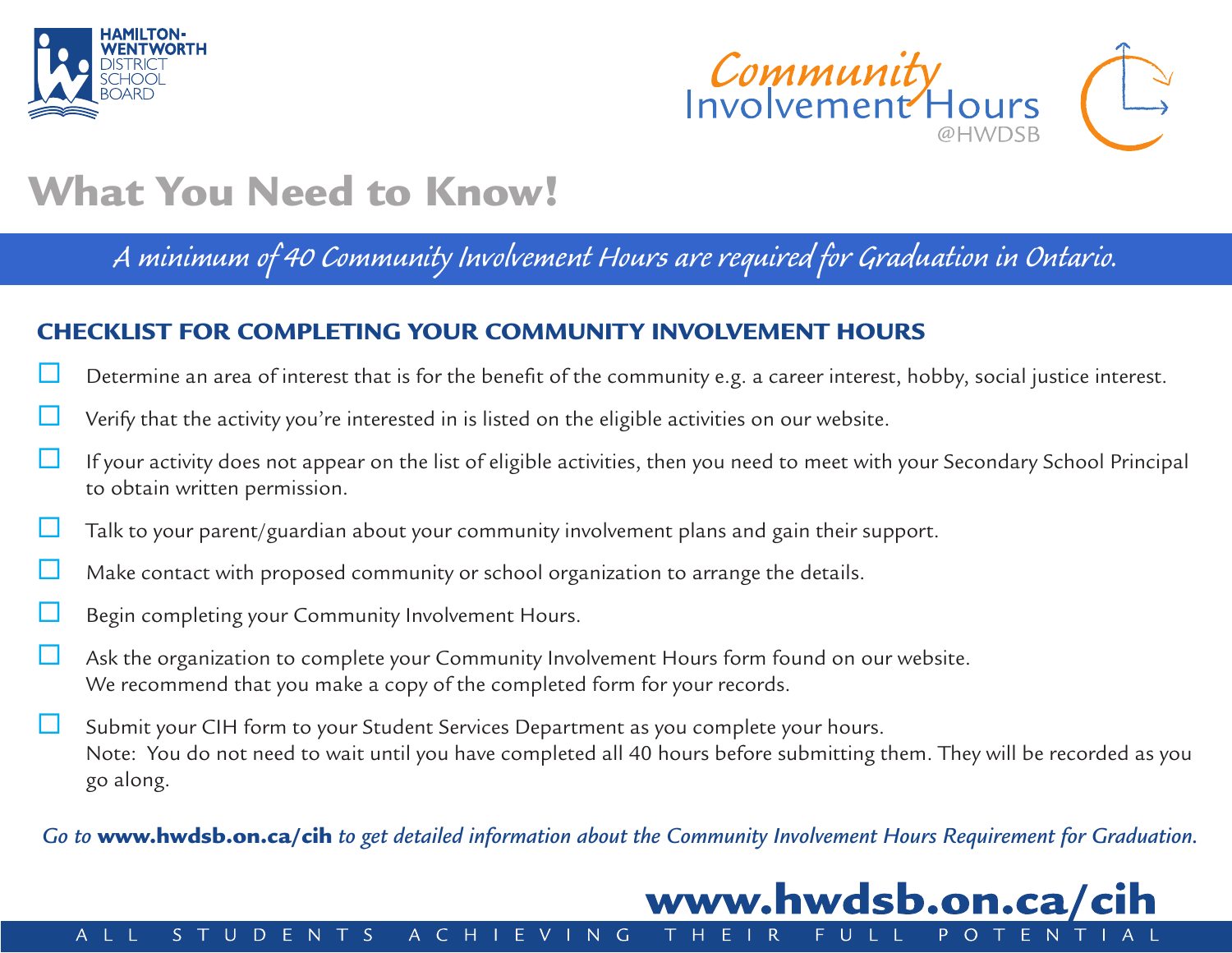HAMILTON-WENTWORTH DISTRICT SCHOOL BOARD

*Community* Involvement Hours @HWDSB

# What You Need to Know!

*A minimum of 40 Community Involvement Hours are required for Graduation in Ontario.*

## CHECKLIST FOR COMPLETING YOUR COMMUNITY INVOLVEMENT HOURS

- ☐ Determine an area of interest that is for the benefit of the community e.g. a career interest, hobby, social justice interest.
- ☐ Verify that the activity you're interested in is listed on the eligible activities on our website.
- ☐ If your activity does not appear on the list of eligible activities, then you need to meet with your Secondary School Principal to obtain written permission.
- ☐ Talk to your parent/guardian about your community involvement plans and gain their support.
- ☐ Make contact with proposed community or school organization to arrange the details.
- ☐ Begin completing your Community Involvement Hours.
- ☐ Ask the organization to complete your Community Involvement Hours form found on our website. We recommend that you make a copy of the completed form for your records.
- ☐ Submit your CIH form to your Student Services Department as you complete your hours. Note: You do not need to wait until you have completed all 40 hours before submitting them. They will be recorded as you go along.

*Go to **www.hwdsb.on.ca/cih** to get detailed information about the Community Involvement Hours Requirement for Graduation.*

**www.hwdsb.on.ca/cih**

ALL STUDENTS ACHIEVING THEIR FULL POTENTIAL